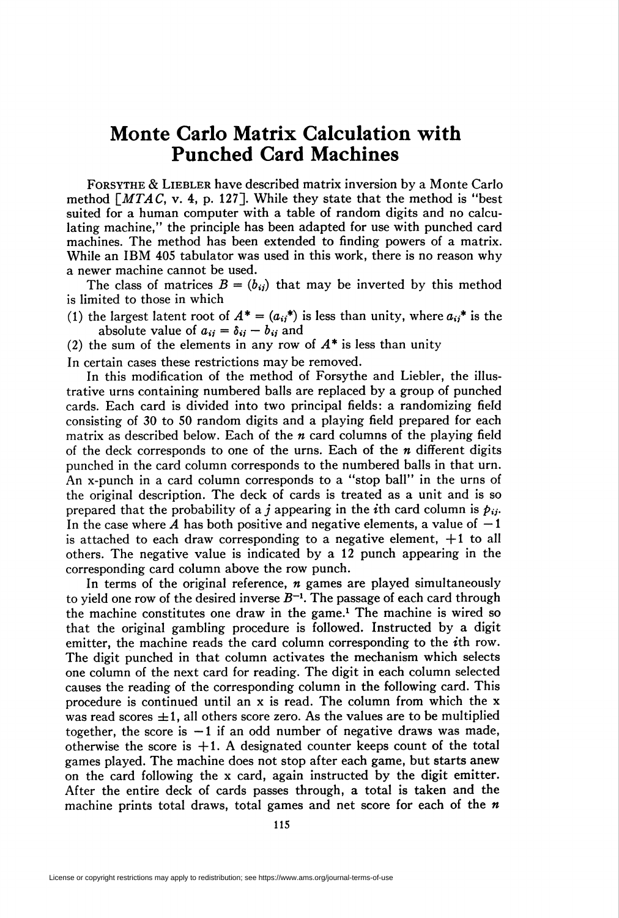# Monte Carlo Matrix Calculation with Punched Card Machines

FORSYTHE & LIEBLER have described matrix inversion by a Monte Carlo method [*MTAC*, v. 4, p. 127]. While they state that the method is "best suited for a human computer with a table of random digits and no calculating machine," the principle has been adapted for use with punched card machines. The method has been extended to finding powers of a matrix. While an IBM 405 tabulator was used in this work, there is no reason why a newer machine cannot be used.

The class of matrices $B = (b_{ij})$ that may be inverted by this method is limited to those in which

(1) the largest latent root of $A^* = (a_{ij}^*)$ is less than unity, where $a_{ij}^*$ is the absolute value of $a_{ij} = \delta_{ij} - b_{ij}$ and

(2) the sum of the elements in any row of $A^*$ is less than unity

In certain cases these restrictions may be removed.

In this modification of the method of Forsythe and Liebler, the illustrative urns containing numbered balls are replaced by a group of punched cards. Each card is divided into two principal fields: a randomizing field consisting of 30 to 50 random digits and a playing field prepared for each matrix as described below. Each of the $n$ card columns of the playing field of the deck corresponds to one of the urns. Each of the $n$ different digits punched in the card column corresponds to the numbered balls in that urn. An x-punch in a card column corresponds to a "stop ball" in the urns of the original description. The deck of cards is treated as a unit and is so prepared that the probability of a $j$ appearing in the $i$th card column is $p_{ij}$. In the case where $A$ has both positive and negative elements, a value of $-1$ is attached to each draw corresponding to a negative element, $+1$ to all others. The negative value is indicated by a 12 punch appearing in the corresponding card column above the row punch.

In terms of the original reference, $n$ games are played simultaneously to yield one row of the desired inverse $B^{-1}$. The passage of each card through the machine constitutes one draw in the game.[1] The machine is wired so that the original gambling procedure is followed. Instructed by a digit emitter, the machine reads the card column corresponding to the $i$th row. The digit punched in that column activates the mechanism which selects one column of the next card for reading. The digit in each column selected causes the reading of the corresponding column in the following card. This procedure is continued until an x is read. The column from which the x was read scores $\pm 1$, all others score zero. As the values are to be multiplied together, the score is $-1$ if an odd number of negative draws was made, otherwise the score is $+1$. A designated counter keeps count of the total games played. The machine does not stop after each game, but starts anew on the card following the x card, again instructed by the digit emitter. After the entire deck of cards passes through, a total is taken and the machine prints total draws, total games and net score for each of the $n$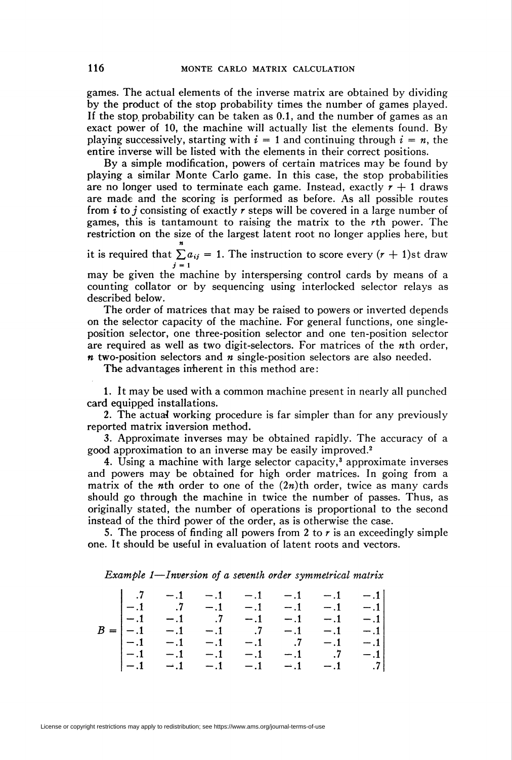games. The actual elements of the inverse matrix are obtained by dividing by the product of the stop probability times the number of games played. If the stop probability can be taken as 0.1, and the number of games as an exact power of 10, the machine will actually list the elements found. By playing successively, starting with $i = 1$ and continuing through $i = n$, the entire inverse will be listed with the elements in their correct positions.

By a simple modification, powers of certain matrices may be found by playing a similar Monte Carlo game. In this case, the stop probabilities are no longer used to terminate each game. Instead, exactly $r + 1$ draws are made and the scoring is performed as before. As all possible routes from $i$ to $j$ consisting of exactly $r$ steps will be covered in a large number of games, this is tantamount to raising the matrix to the $r$th power. The restriction on the size of the largest latent root no longer applies here, but it is required that $\sum_{j=1}^{n} a_{ij} = 1$. The instruction to score every $(r + 1)$st draw may be given the machine by interspersing control cards by means of a counting collator or by sequencing using interlocked selector relays as described below.

The order of matrices that may be raised to powers or inverted depends on the selector capacity of the machine. For general functions, one single-position selector, one three-position selector and one ten-position selector are required as well as two digit-selectors. For matrices of the $n$th order, $n$ two-position selectors and $n$ single-position selectors are also needed.

The advantages inherent in this method are:

1. It may be used with a common machine present in nearly all punched card equipped installations.
2. The actual working procedure is far simpler than for any previously reported matrix inversion method.
3. Approximate inverses may be obtained rapidly. The accuracy of a good approximation to an inverse may be easily improved.[2]
4. Using a machine with large selector capacity,[3] approximate inverses and powers may be obtained for high order matrices. In going from a matrix of the $n$th order to one of the $(2n)$th order, twice as many cards should go through the machine in twice the number of passes. Thus, as originally stated, the number of operations is proportional to the second instead of the third power of the order, as is otherwise the case.
5. The process of finding all powers from 2 to $r$ is an exceedingly simple one. It should be useful in evaluation of latent roots and vectors.

*Example 1—Inversion of a seventh order symmetrical matrix*

$$B = \begin{vmatrix} .7 & -.1 & -.1 & -.1 & -.1 & -.1 & -.1 \\ -.1 & .7 & -.1 & -.1 & -.1 & -.1 & -.1 \\ -.1 & -.1 & .7 & -.1 & -.1 & -.1 & -.1 \\ -.1 & -.1 & -.1 & .7 & -.1 & -.1 & -.1 \\ -.1 & -.1 & -.1 & -.1 & .7 & -.1 & -.1 \\ -.1 & -.1 & -.1 & -.1 & -.1 & .7 & -.1 \\ -.1 & -.1 & -.1 & -.1 & -.1 & -.1 & .7 \end{vmatrix}$$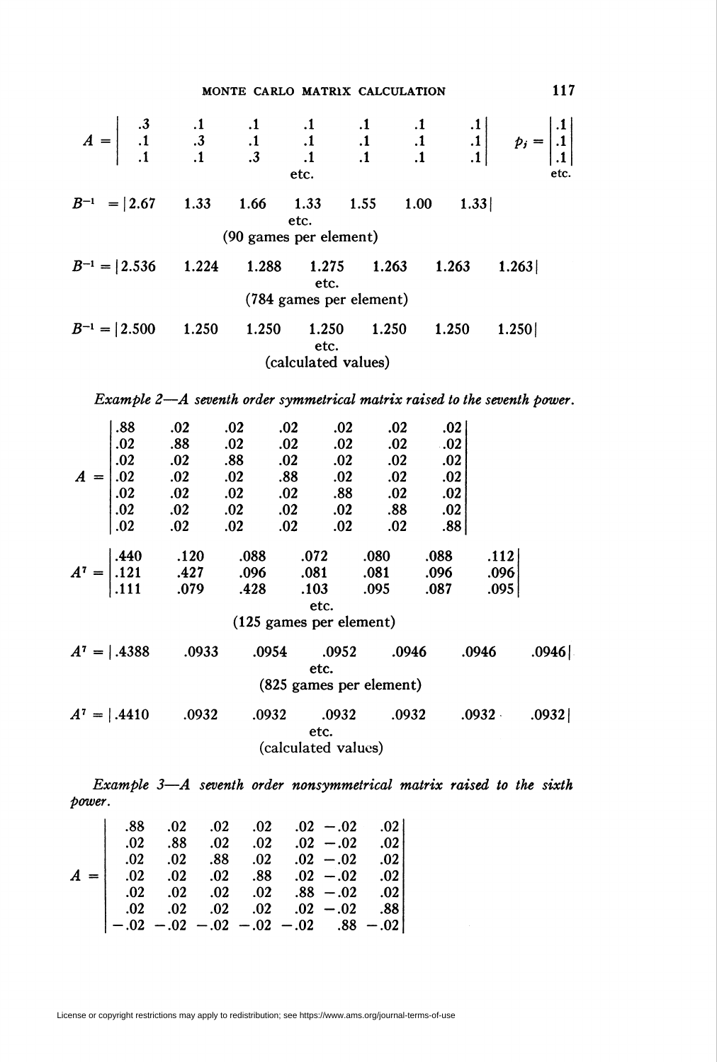$$A = \begin{vmatrix} .3 & .1 & .1 & .1 & .1 & .1 & .1 \\ .1 & .3 & .1 & .1 & .1 & .1 & .1 \\ .1 & .1 & .3 & .1 & .1 & .1 & .1 \end{vmatrix} \qquad p_j = \begin{vmatrix} .1 \\ .1 \\ .1 \end{vmatrix}$$

etc. etc.

$$B^{-1} = |2.67 \quad 1.33 \quad 1.66 \quad 1.33 \quad 1.55 \quad 1.00 \quad 1.33|$$

etc.
(90 games per element)

$$B^{-1} = |2.536 \quad 1.224 \quad 1.288 \quad 1.275 \quad 1.263 \quad 1.263 \quad 1.263|$$

etc.
(784 games per element)

$$B^{-1} = |2.500 \quad 1.250 \quad 1.250 \quad 1.250 \quad 1.250 \quad 1.250 \quad 1.250|$$

etc.
(calculated values)

*Example 2—A seventh order symmetrical matrix raised to the seventh power.*

$$A = \begin{vmatrix} .88 & .02 & .02 & .02 & .02 & .02 & .02 \\ .02 & .88 & .02 & .02 & .02 & .02 & .02 \\ .02 & .02 & .88 & .02 & .02 & .02 & .02 \\ .02 & .02 & .02 & .88 & .02 & .02 & .02 \\ .02 & .02 & .02 & .02 & .88 & .02 & .02 \\ .02 & .02 & .02 & .02 & .02 & .88 & .02 \\ .02 & .02 & .02 & .02 & .02 & .02 & .88 \end{vmatrix}$$

$$A^7 = \begin{vmatrix} .440 & .120 & .088 & .072 & .080 & .088 & .112 \\ .121 & .427 & .096 & .081 & .081 & .096 & .096 \\ .111 & .079 & .428 & .103 & .095 & .087 & .095 \end{vmatrix}$$

etc.
(125 games per element)

$$A^7 = |.4388 \quad .0933 \quad .0954 \quad .0952 \quad .0946 \quad .0946 \quad .0946|$$

etc.
(825 games per element)

$$A^7 = |.4410 \quad .0932 \quad .0932 \quad .0932 \quad .0932 \quad .0932 \quad .0932|$$

etc.
(calculated values)

*Example 3—A seventh order nonsymmetrical matrix raised to the sixth power.*

$$A = \begin{vmatrix} .88 & .02 & .02 & .02 & .02 & -.02 & .02 \\ .02 & .88 & .02 & .02 & .02 & -.02 & .02 \\ .02 & .02 & .88 & .02 & .02 & -.02 & .02 \\ .02 & .02 & .02 & .88 & .02 & -.02 & .02 \\ .02 & .02 & .02 & .02 & .88 & -.02 & .02 \\ .02 & .02 & .02 & .02 & .02 & -.02 & .88 \\ -.02 & -.02 & -.02 & -.02 & -.02 & .88 & -.02 \end{vmatrix}$$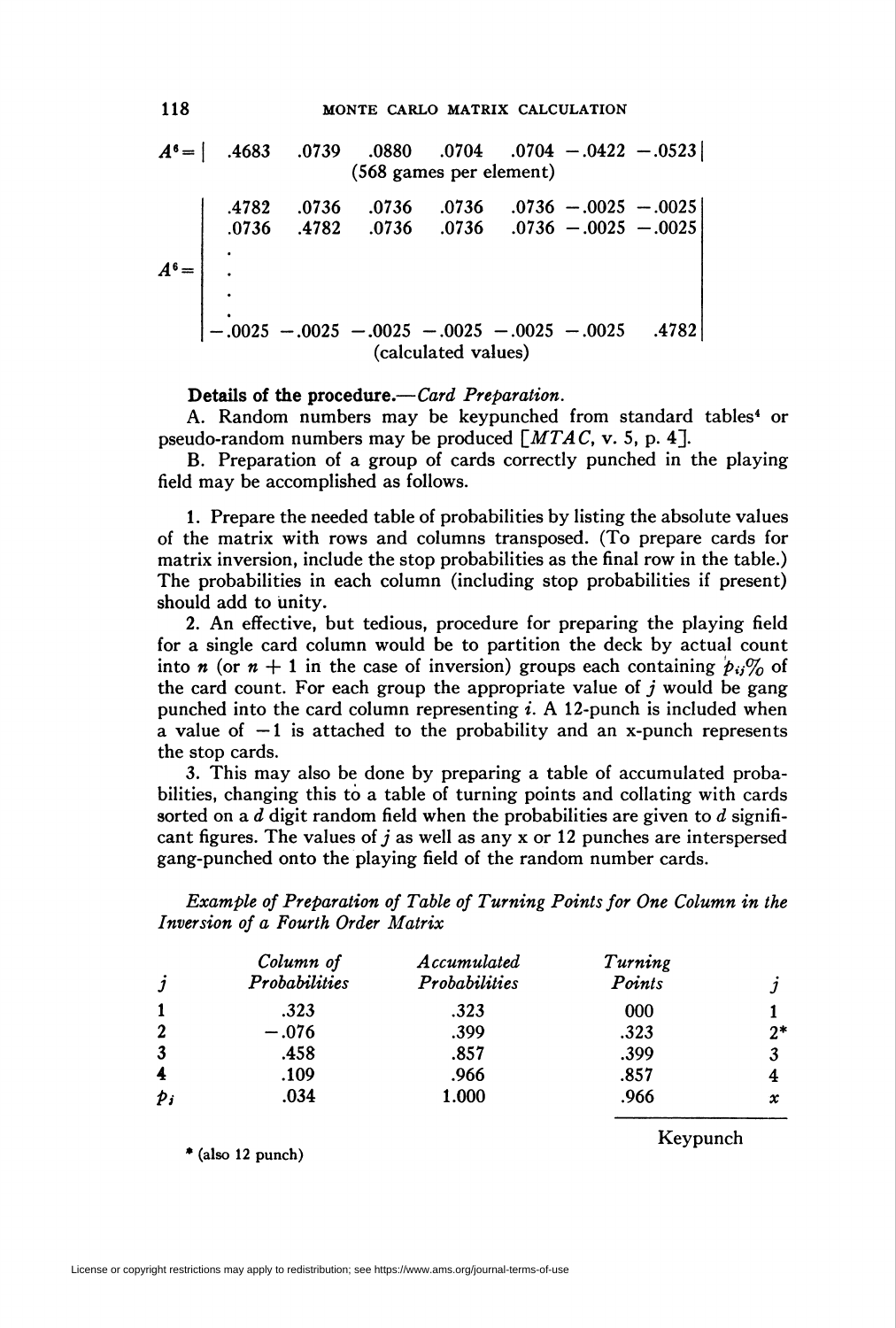$$A^6 = | \ .4683 \quad .0739 \quad .0880 \quad .0704 \quad .0704 \ -.0422 \ -.0523 |$$

(568 games per element)

$$A^6 = \begin{vmatrix} .4782 & .0736 & .0736 & .0736 & .0736 & -.0025 & -.0025 \\ .0736 & .4782 & .0736 & .0736 & .0736 & -.0025 & -.0025 \\ \cdot & & & & & & \\ \cdot & & & & & & \\ \cdot & & & & & & \\ \cdot & & & & & & \\ -.0025 & -.0025 & -.0025 & -.0025 & -.0025 & -.0025 & .4782 \end{vmatrix}$$

(calculated values)

**Details of the procedure.**—*Card Preparation.*

A. Random numbers may be keypunched from standard tables[4] or pseudo-random numbers may be produced [*MTAC*, v. 5, p. 4].

B. Preparation of a group of cards correctly punched in the playing field may be accomplished as follows.

1. Prepare the needed table of probabilities by listing the absolute values of the matrix with rows and columns transposed. (To prepare cards for matrix inversion, include the stop probabilities as the final row in the table.) The probabilities in each column (including stop probabilities if present) should add to unity.

2. An effective, but tedious, procedure for preparing the playing field for a single card column would be to partition the deck by actual count into $n$ (or $n + 1$ in the case of inversion) groups each containing $p_{ij}$% of the card count. For each group the appropriate value of $j$ would be gang punched into the card column representing $i$. A 12-punch is included when a value of $-1$ is attached to the probability and an x-punch represents the stop cards.

3. This may also be done by preparing a table of accumulated probabilities, changing this to a table of turning points and collating with cards sorted on a $d$ digit random field when the probabilities are given to $d$ significant figures. The values of $j$ as well as any x or 12 punches are interspersed gang-punched onto the playing field of the random number cards.

*Example of Preparation of Table of Turning Points for One Column in the Inversion of a Fourth Order Matrix*

| $j$ | *Column of Probabilities* | *Accumulated Probabilities* | *Turning Points* | $j$ |
|---|---|---|---|---|
| 1 | .323 | .323 | 000 | 1 |
| 2 | −.076 | .399 | .323 | 2* |
| 3 | .458 | .857 | .399 | 3 |
| 4 | .109 | .966 | .857 | 4 |
| $p_i$ | .034 | 1.000 | .966 | $x$ |
| | | | Keypunch | |

* (also 12 punch)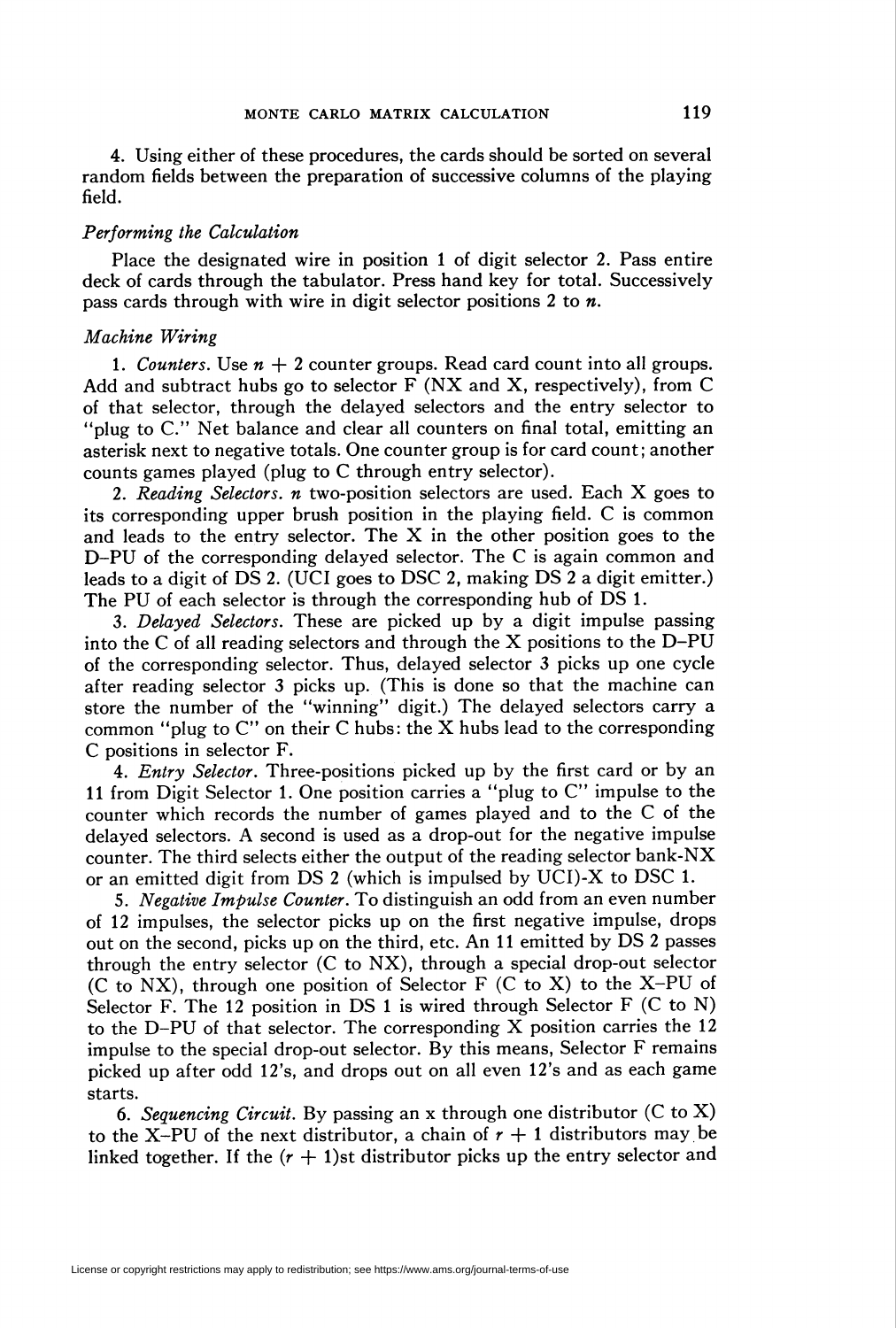4. Using either of these procedures, the cards should be sorted on several random fields between the preparation of successive columns of the playing field.

*Performing the Calculation*

Place the designated wire in position 1 of digit selector 2. Pass entire deck of cards through the tabulator. Press hand key for total. Successively pass cards through with wire in digit selector positions 2 to $n$.

*Machine Wiring*

1. *Counters.* Use $n + 2$ counter groups. Read card count into all groups. Add and subtract hubs go to selector F (NX and X, respectively), from C of that selector, through the delayed selectors and the entry selector to "plug to C." Net balance and clear all counters on final total, emitting an asterisk next to negative totals. One counter group is for card count; another counts games played (plug to C through entry selector).

2. *Reading Selectors.* $n$ two-position selectors are used. Each X goes to its corresponding upper brush position in the playing field. C is common and leads to the entry selector. The X in the other position goes to the D–PU of the corresponding delayed selector. The C is again common and leads to a digit of DS 2. (UCI goes to DSC 2, making DS 2 a digit emitter.) The PU of each selector is through the corresponding hub of DS 1.

3. *Delayed Selectors.* These are picked up by a digit impulse passing into the C of all reading selectors and through the X positions to the D–PU of the corresponding selector. Thus, delayed selector 3 picks up one cycle after reading selector 3 picks up. (This is done so that the machine can store the number of the "winning" digit.) The delayed selectors carry a common "plug to C" on their C hubs: the X hubs lead to the corresponding C positions in selector F.

4. *Entry Selector.* Three-positions picked up by the first card or by an 11 from Digit Selector 1. One position carries a "plug to C" impulse to the counter which records the number of games played and to the C of the delayed selectors. A second is used as a drop-out for the negative impulse counter. The third selects either the output of the reading selector bank-NX or an emitted digit from DS 2 (which is impulsed by UCI)-X to DSC 1.

5. *Negative Impulse Counter.* To distinguish an odd from an even number of 12 impulses, the selector picks up on the first negative impulse, drops out on the second, picks up on the third, etc. An 11 emitted by DS 2 passes through the entry selector (C to NX), through a special drop-out selector (C to NX), through one position of Selector F (C to X) to the X–PU of Selector F. The 12 position in DS 1 is wired through Selector F (C to N) to the D–PU of that selector. The corresponding X position carries the 12 impulse to the special drop-out selector. By this means, Selector F remains picked up after odd 12's, and drops out on all even 12's and as each game starts.

6. *Sequencing Circuit.* By passing an x through one distributor (C to X) to the X–PU of the next distributor, a chain of $r + 1$ distributors may be linked together. If the $(r + 1)$st distributor picks up the entry selector and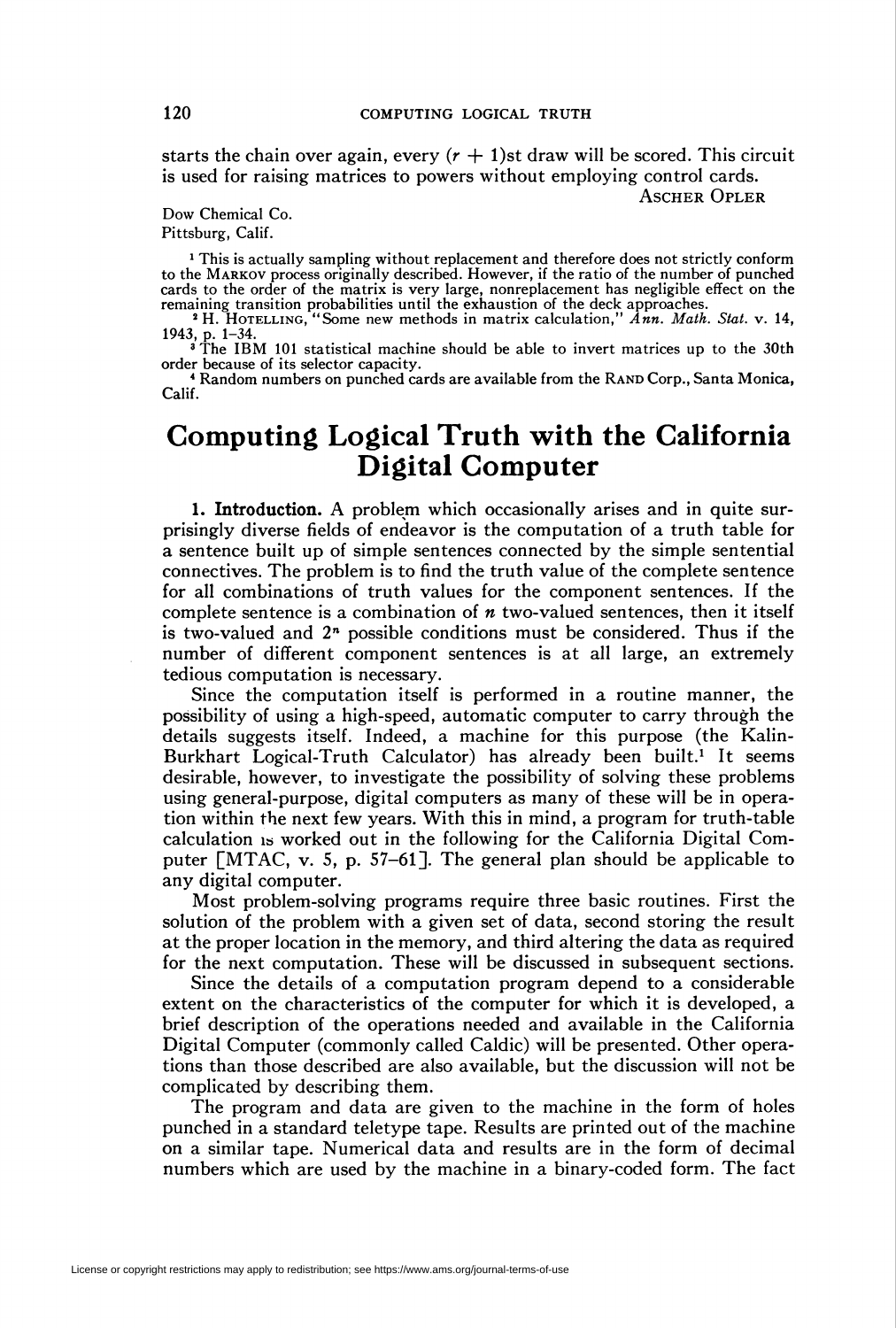starts the chain over again, every $(r + 1)$st draw will be scored. This circuit is used for raising matrices to powers without employing control cards.

ASCHER OPLER

Dow Chemical Co.
Pittsburg, Calif.

[1] This is actually sampling without replacement and therefore does not strictly conform to the MARKOV process originally described. However, if the ratio of the number of punched cards to the order of the matrix is very large, nonreplacement has negligible effect on the remaining transition probabilities until the exhaustion of the deck approaches.

[2] H. HOTELLING, "Some new methods in matrix calculation," *Ann. Math. Stat.* v. 14, 1943, p. 1–34.

[3] The IBM 101 statistical machine should be able to invert matrices up to the 30th order because of its selector capacity.

[4] Random numbers on punched cards are available from the RAND Corp., Santa Monica, Calif.

# Computing Logical Truth with the California Digital Computer

**1. Introduction.** A problem which occasionally arises and in quite surprisingly diverse fields of endeavor is the computation of a truth table for a sentence built up of simple sentences connected by the simple sentential connectives. The problem is to find the truth value of the complete sentence for all combinations of truth values for the component sentences. If the complete sentence is a combination of $n$ two-valued sentences, then it itself is two-valued and $2^n$ possible conditions must be considered. Thus if the number of different component sentences is at all large, an extremely tedious computation is necessary.

Since the computation itself is performed in a routine manner, the possibility of using a high-speed, automatic computer to carry through the details suggests itself. Indeed, a machine for this purpose (the Kalin-Burkhart Logical-Truth Calculator) has already been built.[1] It seems desirable, however, to investigate the possibility of solving these problems using general-purpose, digital computers as many of these will be in operation within the next few years. With this in mind, a program for truth-table calculation is worked out in the following for the California Digital Computer [MTAC, v. 5, p. 57–61]. The general plan should be applicable to any digital computer.

Most problem-solving programs require three basic routines. First the solution of the problem with a given set of data, second storing the result at the proper location in the memory, and third altering the data as required for the next computation. These will be discussed in subsequent sections.

Since the details of a computation program depend to a considerable extent on the characteristics of the computer for which it is developed, a brief description of the operations needed and available in the California Digital Computer (commonly called Caldic) will be presented. Other operations than those described are also available, but the discussion will not be complicated by describing them.

The program and data are given to the machine in the form of holes punched in a standard teletype tape. Results are printed out of the machine on a similar tape. Numerical data and results are in the form of decimal numbers which are used by the machine in a binary-coded form. The fact